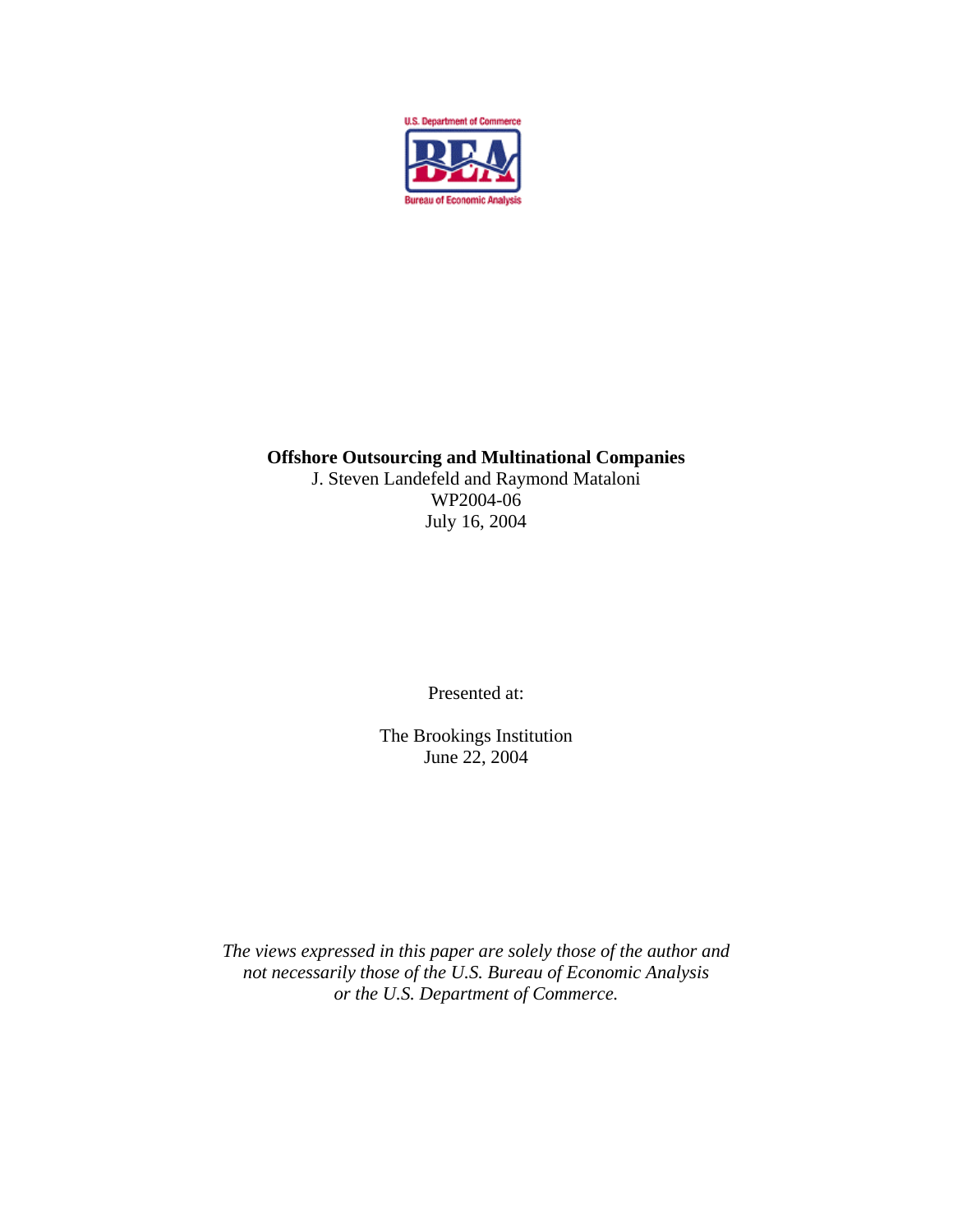U.S. Department of Commerce

BEA

Bureau of Economic Analysis

**Offshore Outsourcing and Multinational Companies**

J. Steven Landefeld and Raymond Mataloni

WP2004-06

July 16, 2004

Presented at:

The Brookings Institution

June 22, 2004

*The views expressed in this paper are solely those of the author and not necessarily those of the U.S. Bureau of Economic Analysis or the U.S. Department of Commerce.*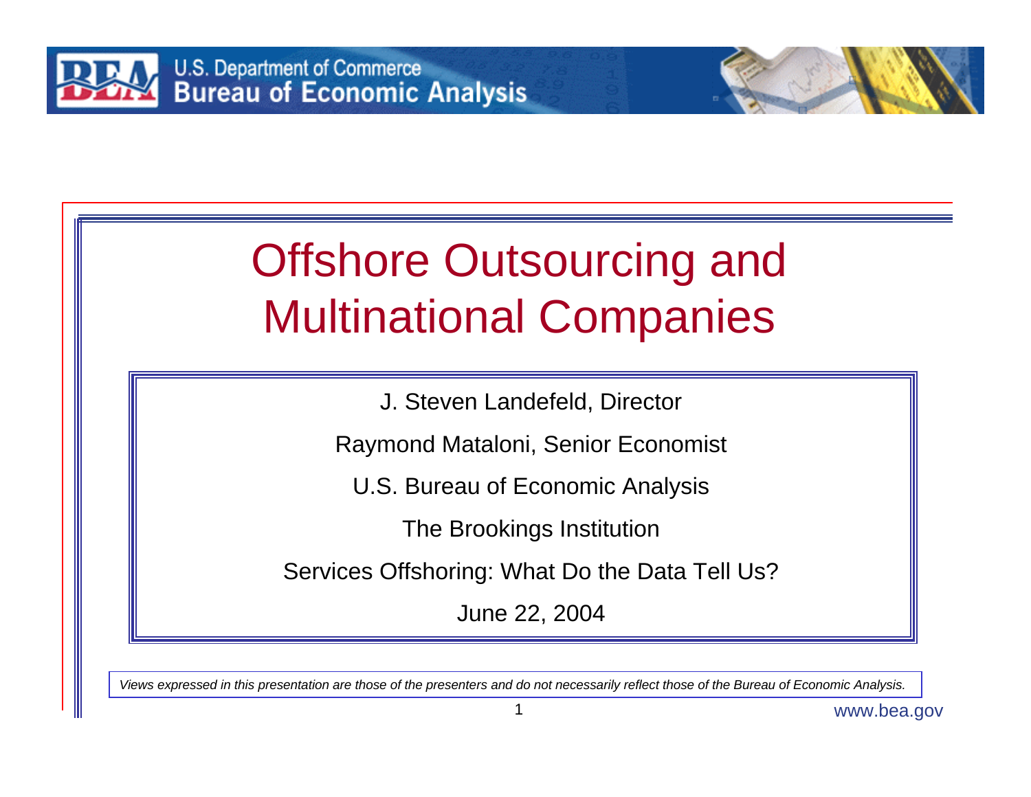# Offshore Outsourcing and Multinational Companies

J. Steven Landefeld, Director

Raymond Mataloni, Senior Economist

U.S. Bureau of Economic Analysis

The Brookings Institution

Services Offshoring: What Do the Data Tell Us?

June 22, 2004

*Views expressed in this presentation are those of the presenters and do not necessarily reflect those of the Bureau of Economic Analysis.*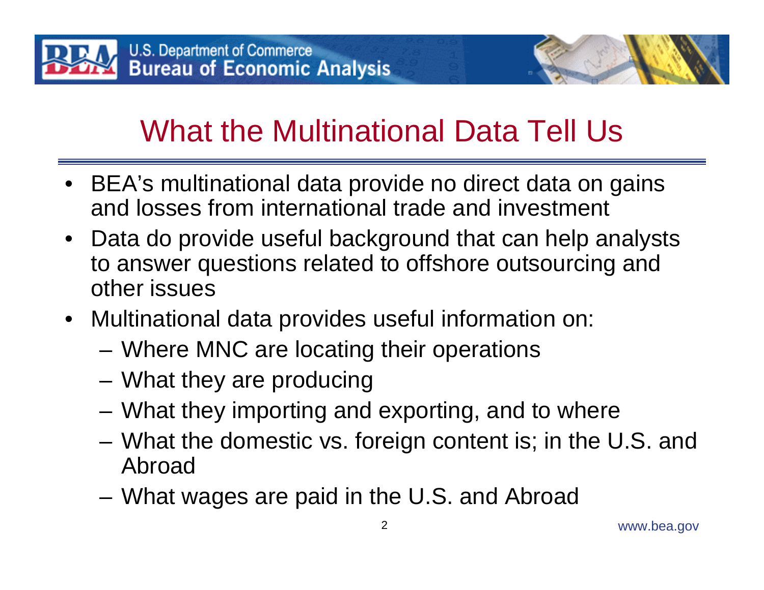# What the Multinational Data Tell Us

- BEA's multinational data provide no direct data on gains and losses from international trade and investment
- Data do provide useful background that can help analysts to answer questions related to offshore outsourcing and other issues
- Multinational data provides useful information on:
  - Where MNC are locating their operations
  - What they are producing
  - What they importing and exporting, and to where
  - What the domestic vs. foreign content is; in the U.S. and Abroad
  - What wages are paid in the U.S. and Abroad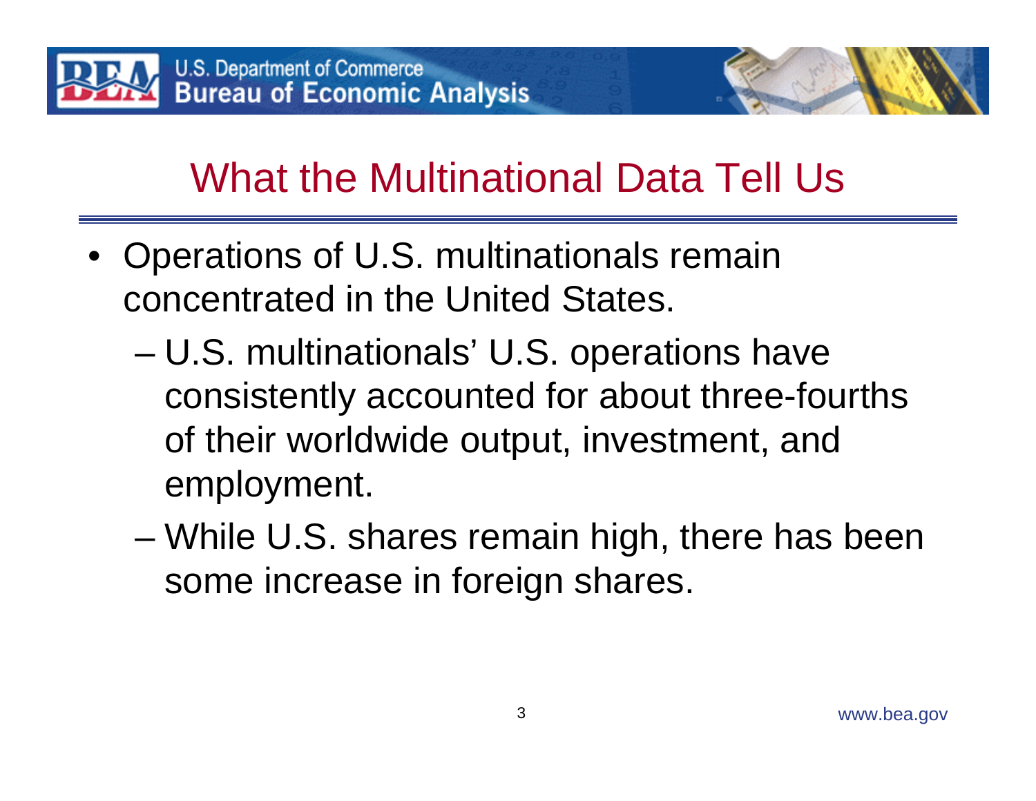# What the Multinational Data Tell Us

- Operations of U.S. multinationals remain concentrated in the United States.
  - U.S. multinationals' U.S. operations have consistently accounted for about three-fourths of their worldwide output, investment, and employment.
  - While U.S. shares remain high, there has been some increase in foreign shares.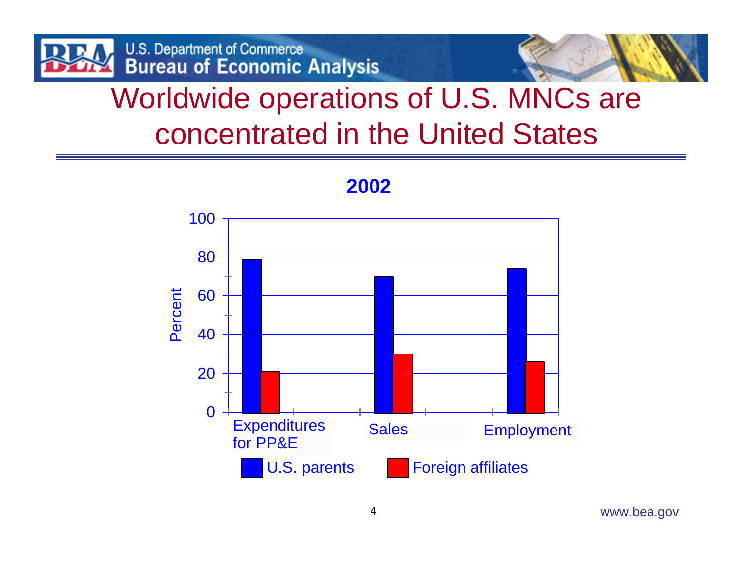# Worldwide operations of U.S. MNCs are concentrated in the United States

**2002**

| | U.S. parents | Foreign affiliates |
|---|---|---|
| Expenditures for PP&E | 79 | 21 |
| Sales | 70 | 30 |
| Employment | 74 | 26 |

Percent

www.bea.gov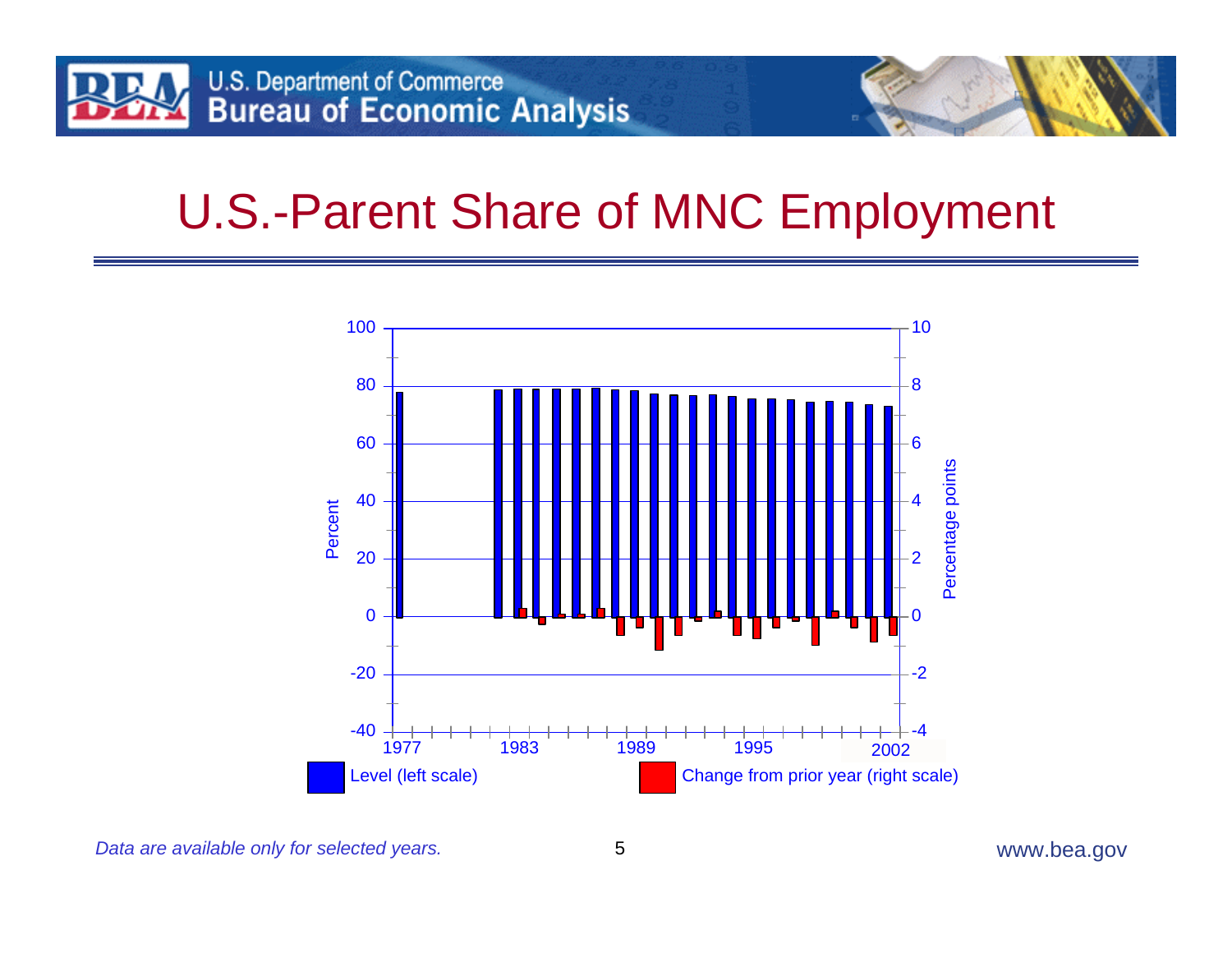# U.S.-Parent Share of MNC Employment

Percent | Percentage points

100 | 10
80 | 8
60 | 6
40 | 4
20 | 2
0 | 0
-20 | -2
-40 | -4

1977 1983 1989 1995 2002

Level (left scale) — Change from prior year (right scale)

*Data are available only for selected years.*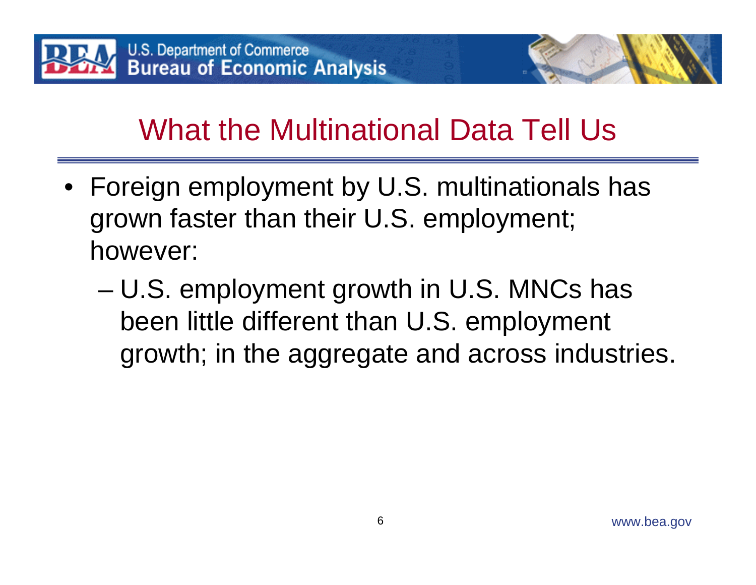# What the Multinational Data Tell Us

- Foreign employment by U.S. multinationals has grown faster than their U.S. employment; however:
  - U.S. employment growth in U.S. MNCs has been little different than U.S. employment growth; in the aggregate and across industries.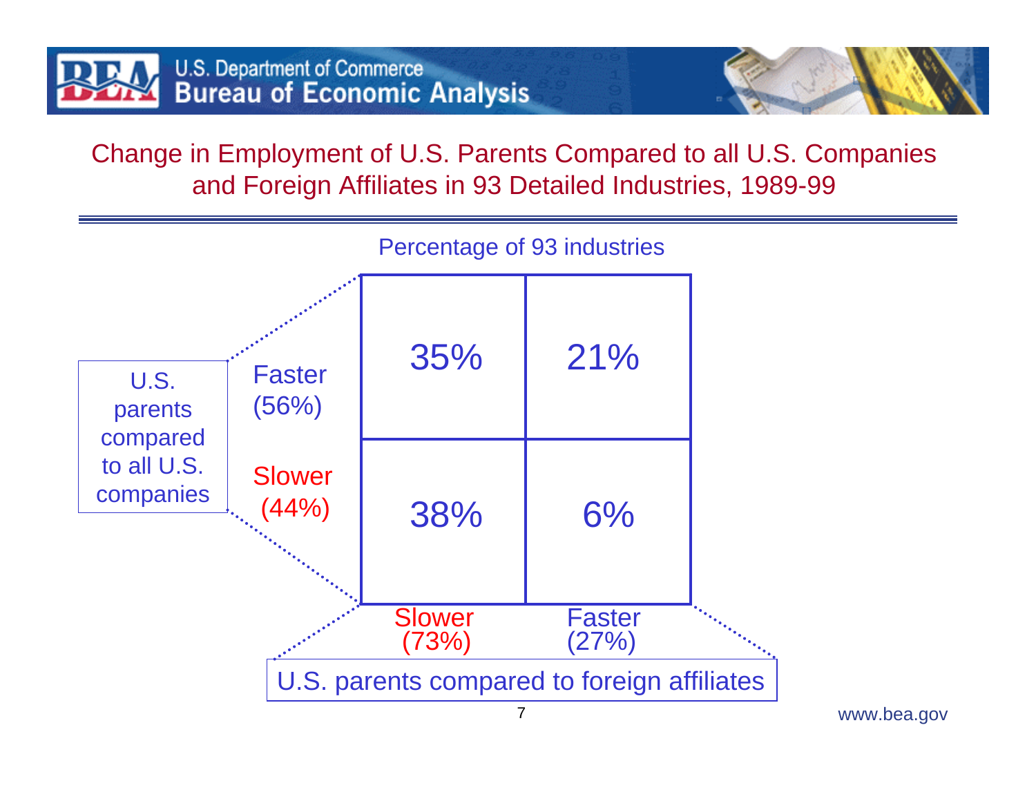## Change in Employment of U.S. Parents Compared to all U.S. Companies and Foreign Affiliates in 93 Detailed Industries, 1989-99

Percentage of 93 industries

| U.S. parents compared to all U.S. companies | U.S. parents compared to foreign affiliates: Slower (73%) | U.S. parents compared to foreign affiliates: Faster (27%) |
|---|---|---|
| Faster (56%) | 35% | 21% |
| Slower (44%) | 38% | 6% |

www.bea.gov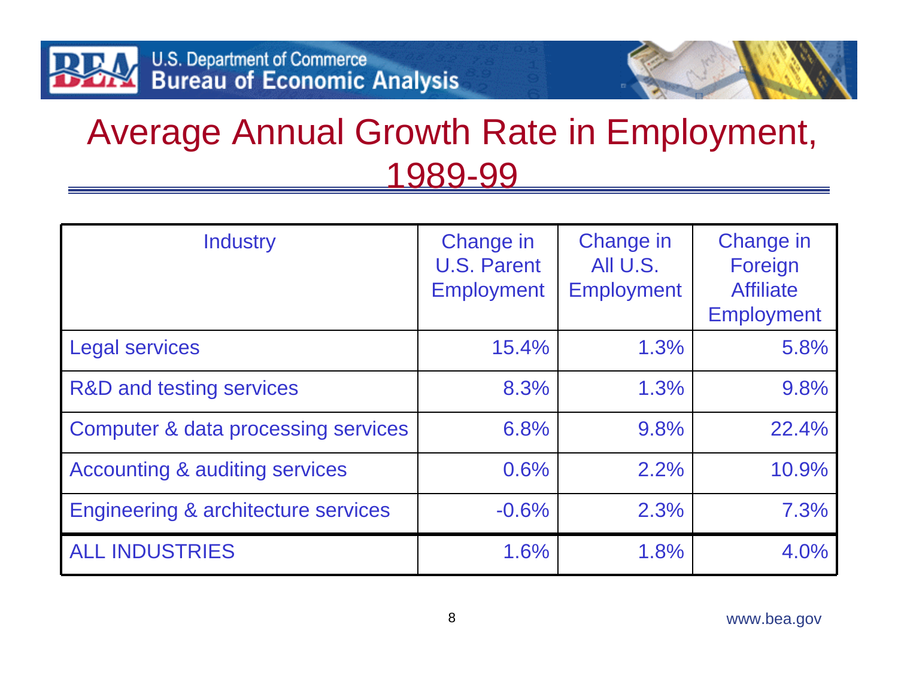# Average Annual Growth Rate in Employment, 1989-99

| Industry | Change in U.S. Parent Employment | Change in All U.S. Employment | Change in Foreign Affiliate Employment |
|---|---:|---:|---:|
| Legal services | 15.4% | 1.3% | 5.8% |
| R&D and testing services | 8.3% | 1.3% | 9.8% |
| Computer & data processing services | 6.8% | 9.8% | 22.4% |
| Accounting & auditing services | 0.6% | 2.2% | 10.9% |
| Engineering & architecture services | -0.6% | 2.3% | 7.3% |
| ALL INDUSTRIES | 1.6% | 1.8% | 4.0% |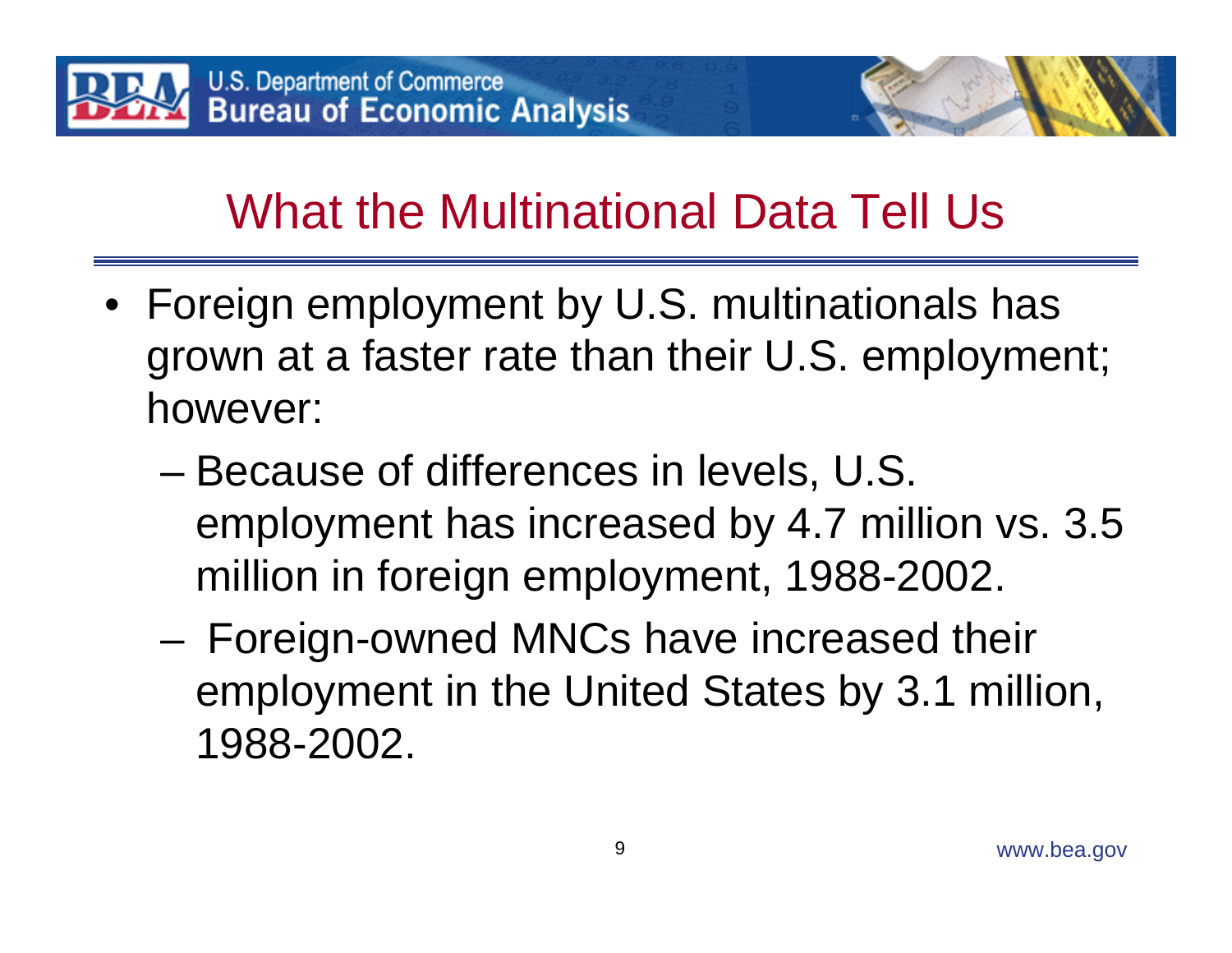# What the Multinational Data Tell Us

- Foreign employment by U.S. multinationals has grown at a faster rate than their U.S. employment; however:
  - Because of differences in levels, U.S. employment has increased by 4.7 million vs. 3.5 million in foreign employment, 1988-2002.
  - Foreign-owned MNCs have increased their employment in the United States by 3.1 million, 1988-2002.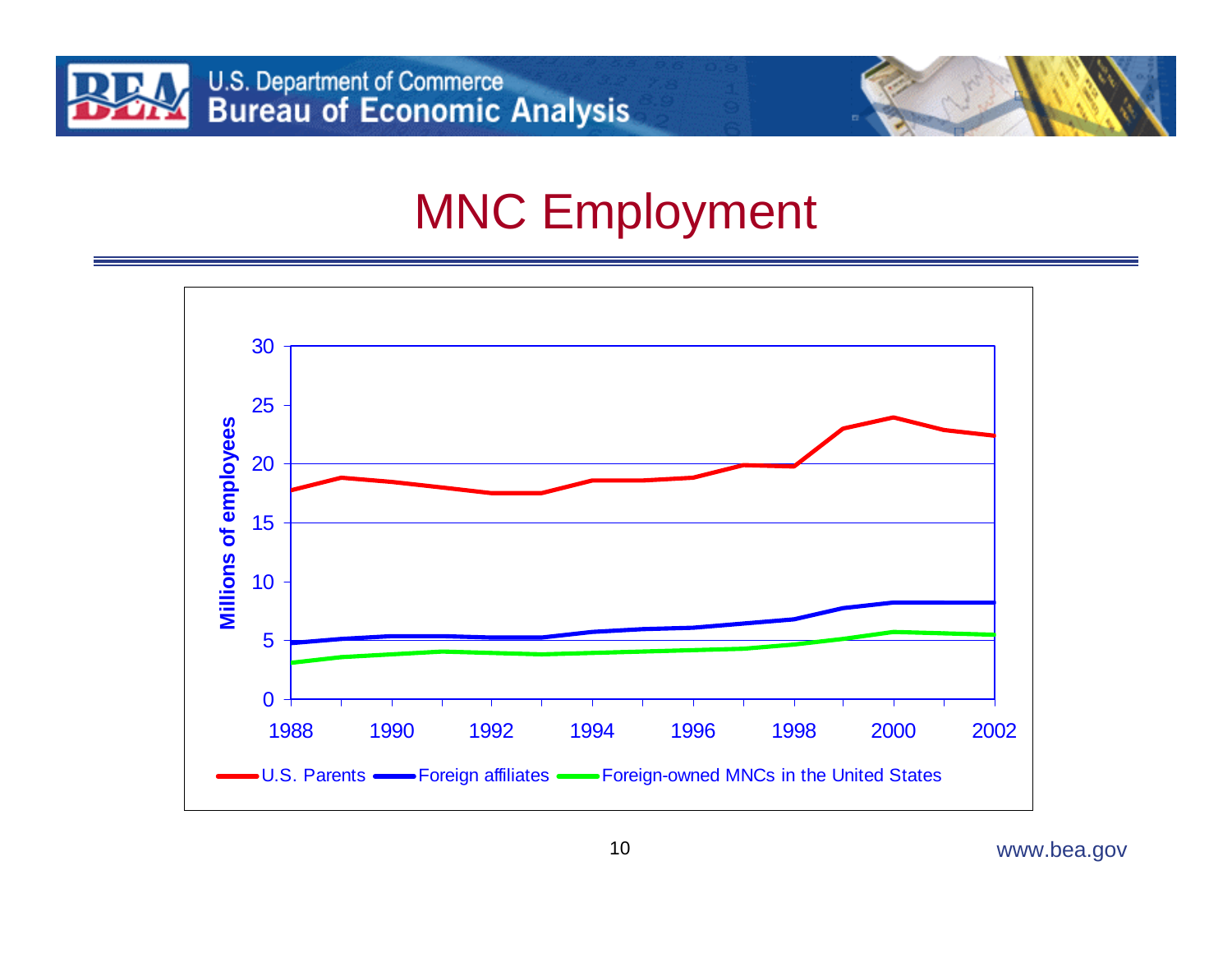# MNC Employment

Millions of employees

| | 1988 | 1990 | 1992 | 1994 | 1996 | 1998 | 2000 | 2002 |
|---|---|---|---|---|---|---|---|---|

Y-axis: 0, 5, 10, 15, 20, 25, 30

Legend: U.S. Parents, Foreign affiliates, Foreign-owned MNCs in the United States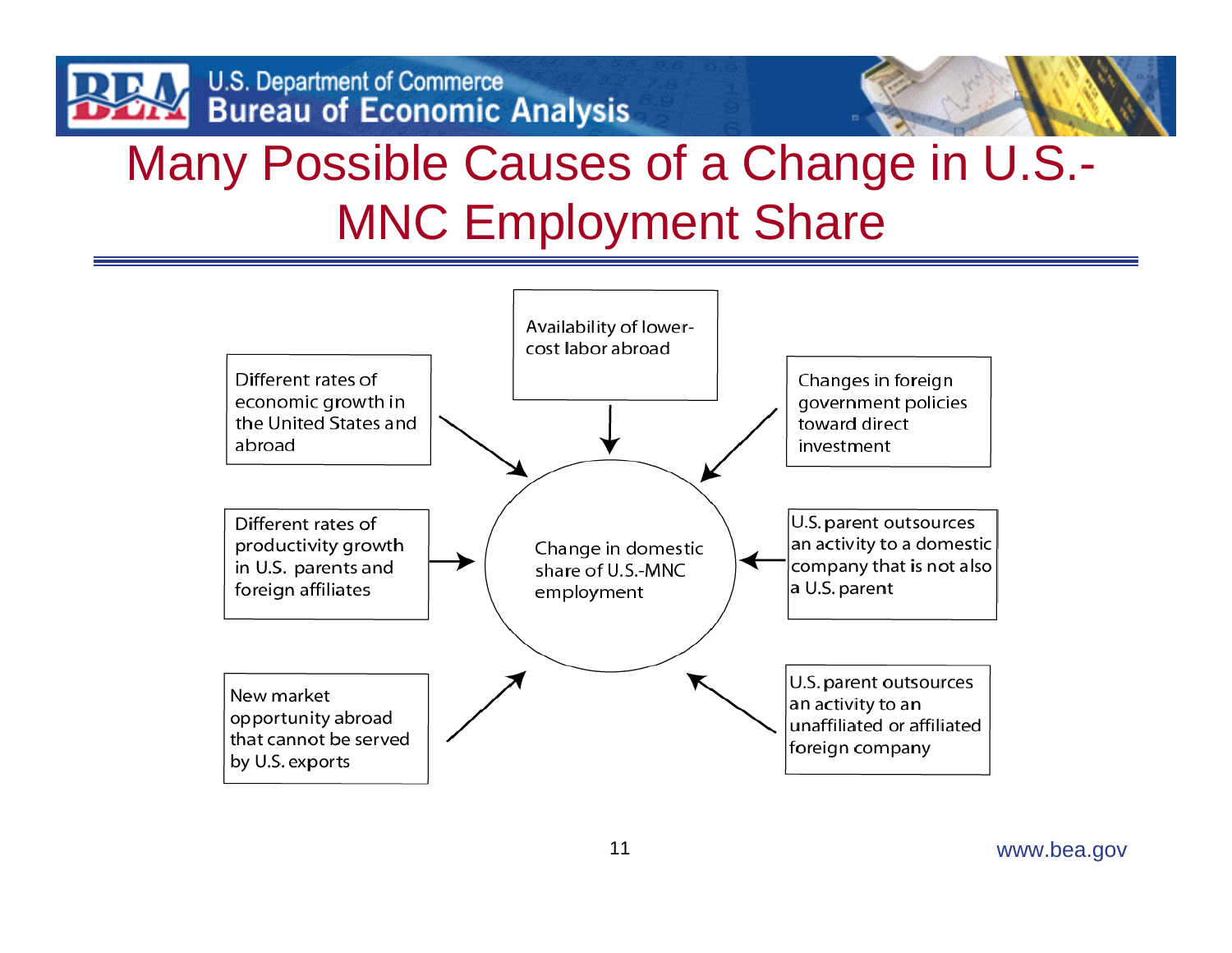# Many Possible Causes of a Change in U.S.-MNC Employment Share

Change in domestic share of U.S.-MNC employment

- Availability of lower-cost labor abroad
- Different rates of economic growth in the United States and abroad
- Changes in foreign government policies toward direct investment
- Different rates of productivity growth in U.S. parents and foreign affiliates
- U.S. parent outsources an activity to a domestic company that is not also a U.S. parent
- New market opportunity abroad that cannot be served by U.S. exports
- U.S. parent outsources an activity to an unaffiliated or affiliated foreign company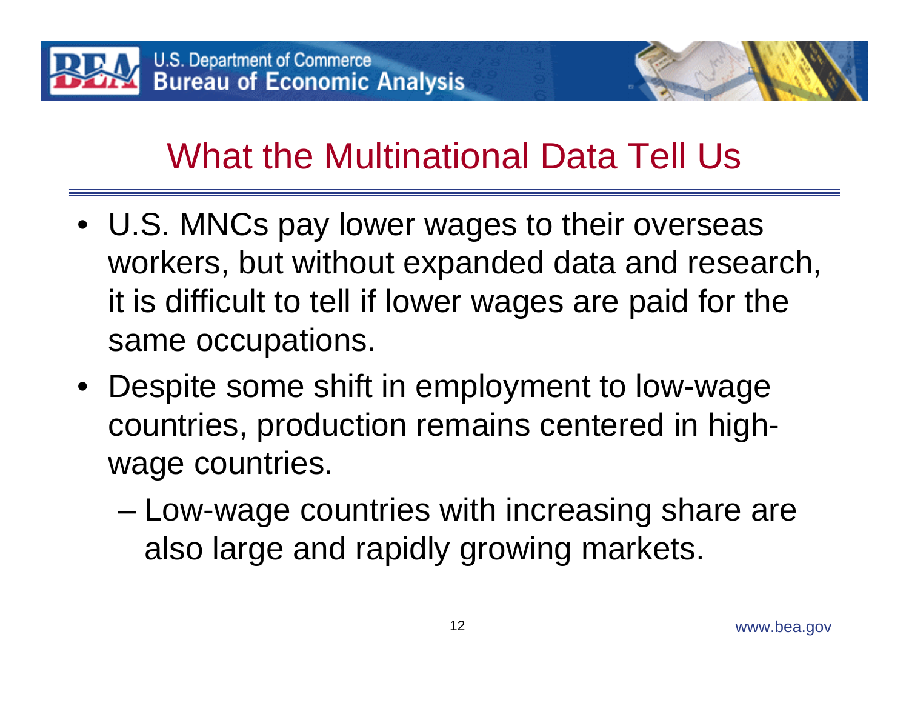# What the Multinational Data Tell Us

- U.S. MNCs pay lower wages to their overseas workers, but without expanded data and research, it is difficult to tell if lower wages are paid for the same occupations.
- Despite some shift in employment to low-wage countries, production remains centered in high-wage countries.
  - Low-wage countries with increasing share are also large and rapidly growing markets.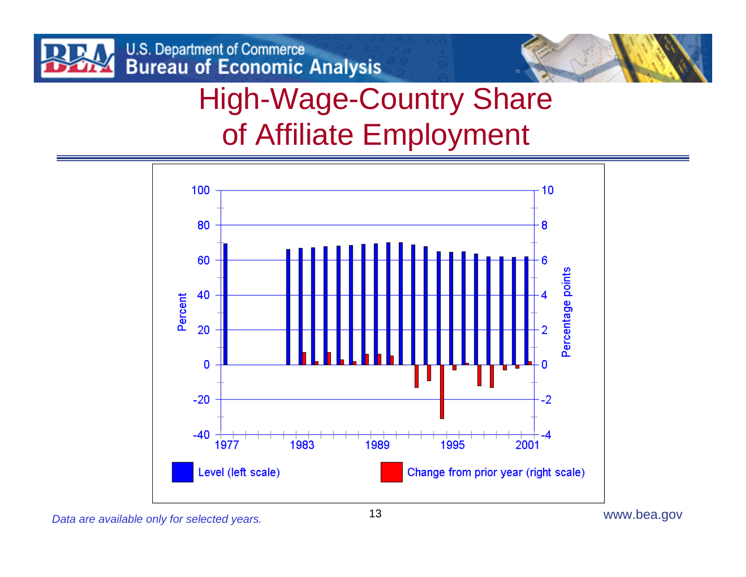# High-Wage-Country Share of Affiliate Employment

Percent

100
80
60
40
20
0
-20
-40

Percentage points

10
8
6
4
2
0
-2
-4

1977 1983 1989 1995 2001

Level (left scale)

Change from prior year (right scale)

*Data are available only for selected years.*

www.bea.gov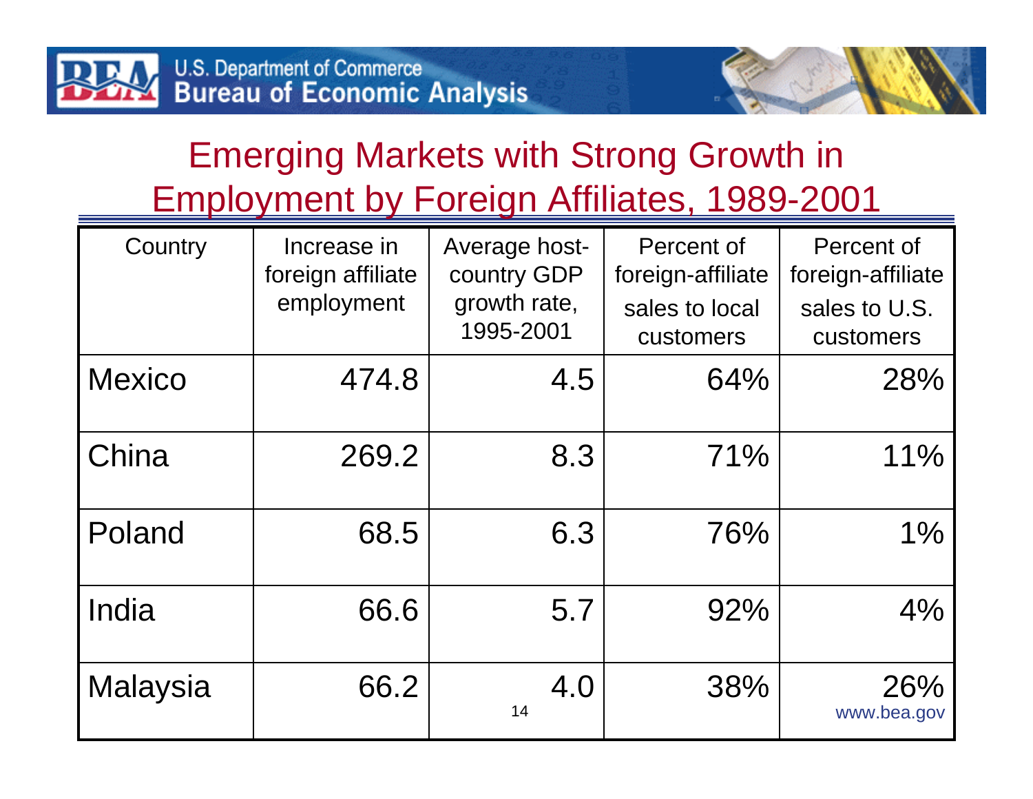# Emerging Markets with Strong Growth in Employment by Foreign Affiliates, 1989-2001

| Country | Increase in foreign affiliate employment | Average host-country GDP growth rate, 1995-2001 | Percent of foreign-affiliate sales to local customers | Percent of foreign-affiliate sales to U.S. customers |
|---|---|---|---|---|
| Mexico | 474.8 | 4.5 | 64% | 28% |
| China | 269.2 | 8.3 | 71% | 11% |
| Poland | 68.5 | 6.3 | 76% | 1% |
| India | 66.6 | 5.7 | 92% | 4% |
| Malaysia | 66.2 | 4.0 | 38% | 26% |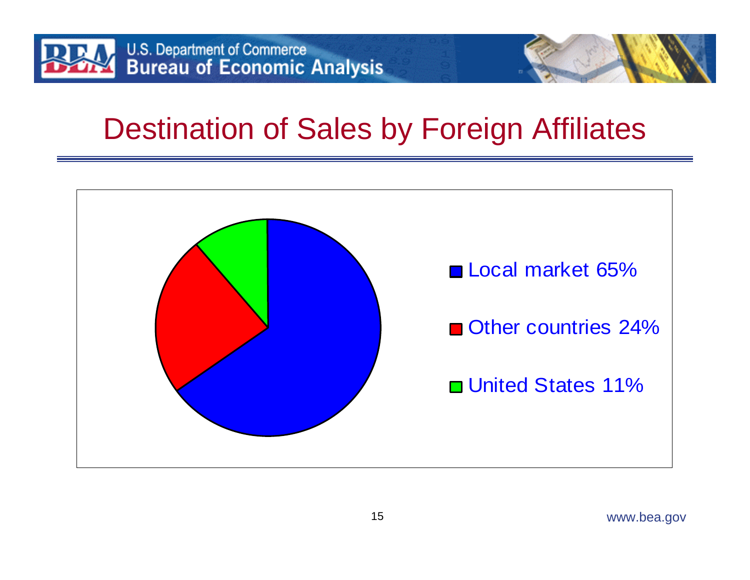# Destination of Sales by Foreign Affiliates

- Local market 65%
- Other countries 24%
- United States 11%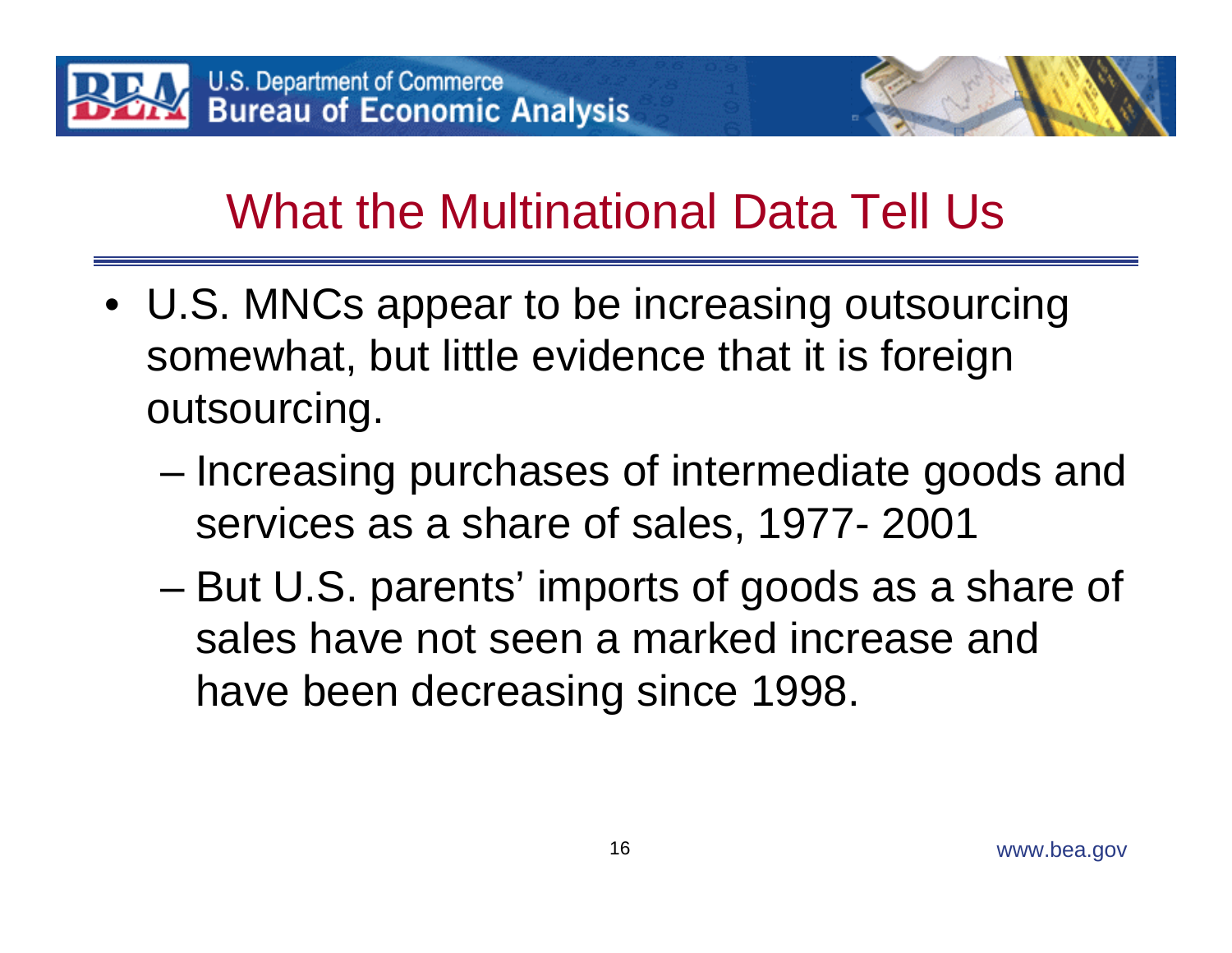# What the Multinational Data Tell Us

- U.S. MNCs appear to be increasing outsourcing somewhat, but little evidence that it is foreign outsourcing.
  - Increasing purchases of intermediate goods and services as a share of sales, 1977- 2001
  - But U.S. parents' imports of goods as a share of sales have not seen a marked increase and have been decreasing since 1998.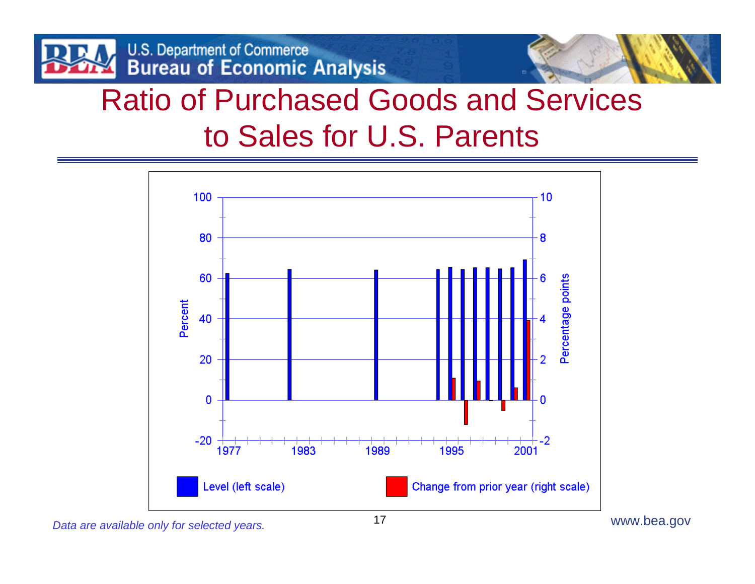# Ratio of Purchased Goods and Services to Sales for U.S. Parents

*Data are available only for selected years.*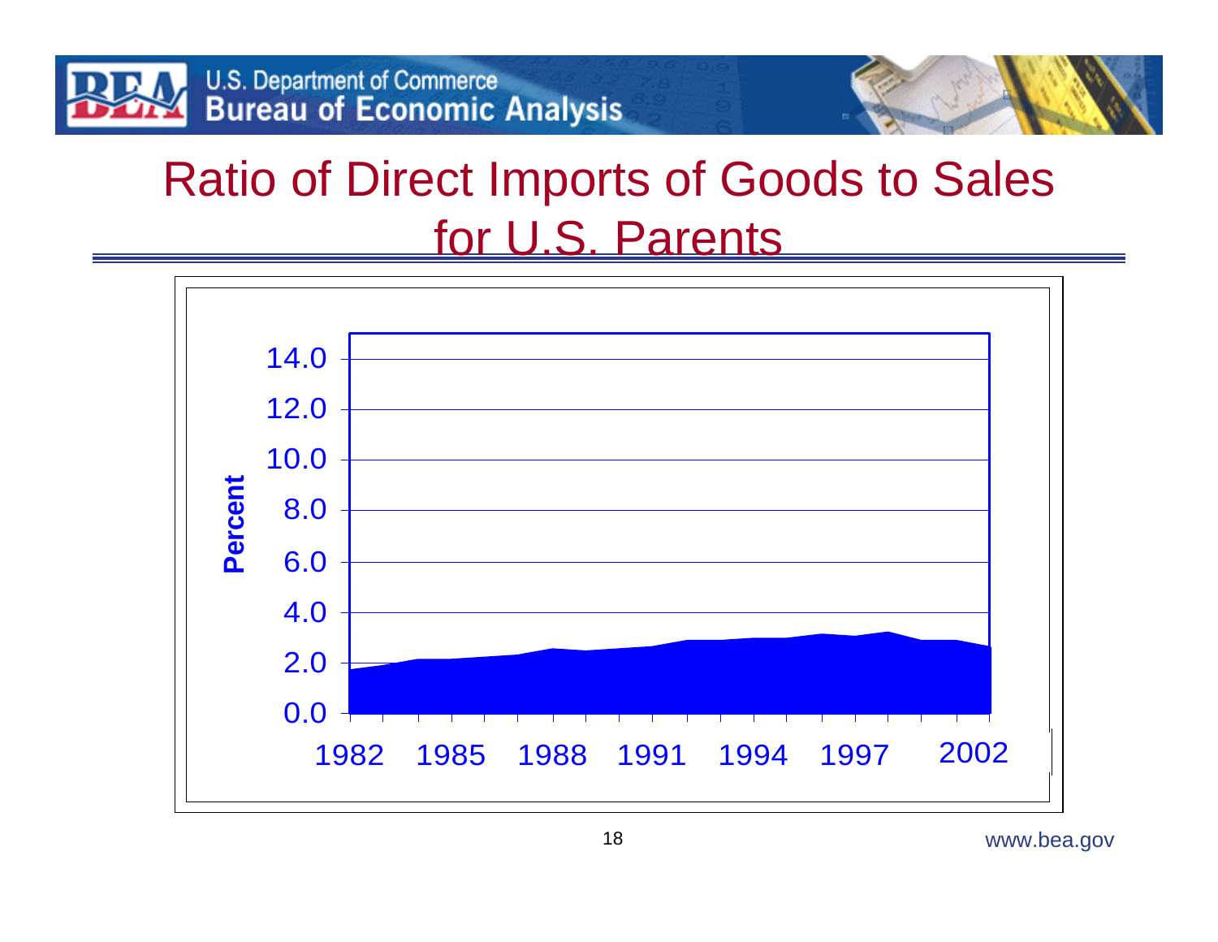# Ratio of Direct Imports of Goods to Sales for U.S. Parents

Percent

14.0
12.0
10.0
8.0
6.0
4.0
2.0
0.0

1982 1985 1988 1991 1994 1997 2002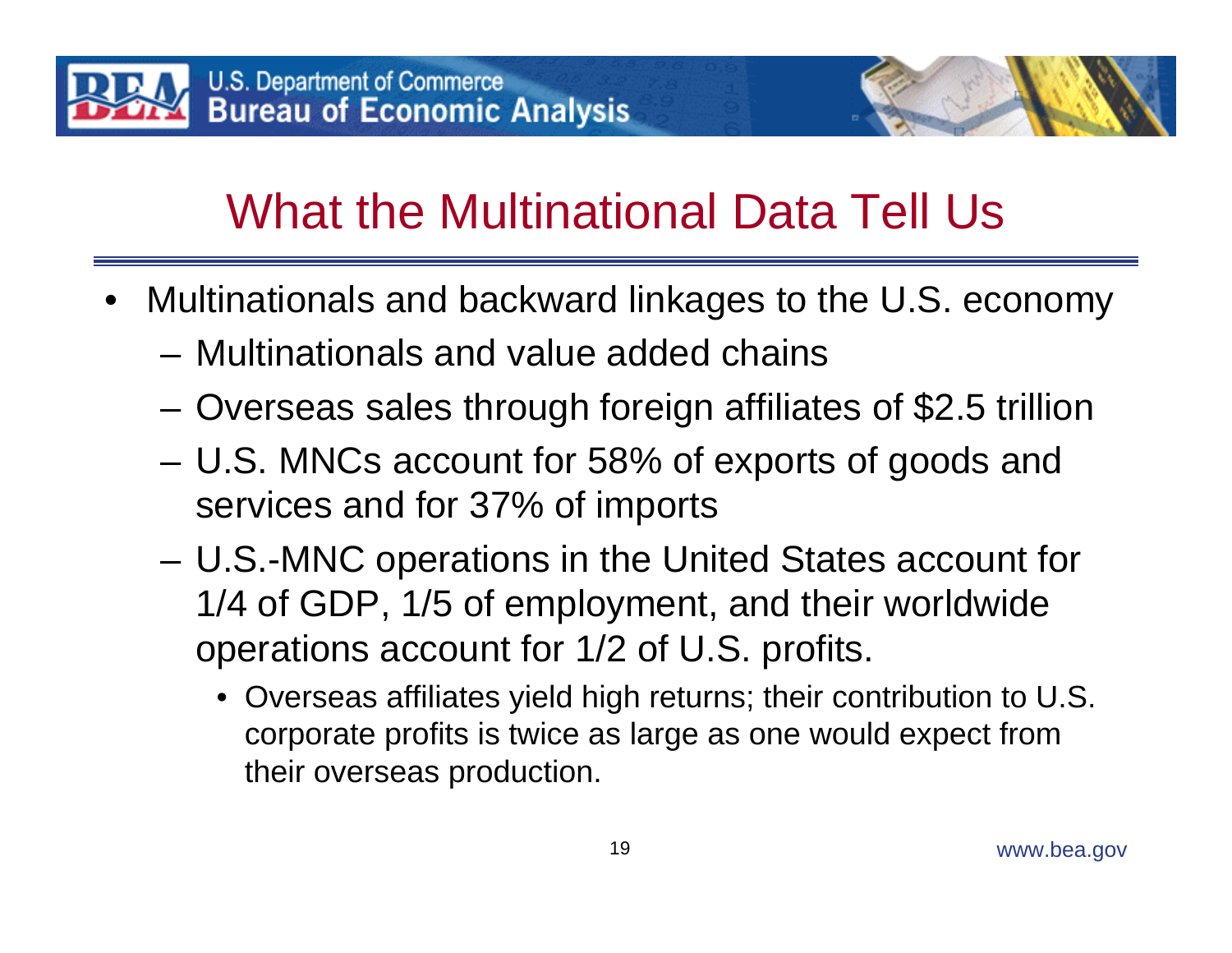# What the Multinational Data Tell Us

- Multinationals and backward linkages to the U.S. economy
  - Multinationals and value added chains
  - Overseas sales through foreign affiliates of $2.5 trillion
  - U.S. MNCs account for 58% of exports of goods and services and for 37% of imports
  - U.S.-MNC operations in the United States account for 1/4 of GDP, 1/5 of employment, and their worldwide operations account for 1/2 of U.S. profits.
    - Overseas affiliates yield high returns; their contribution to U.S. corporate profits is twice as large as one would expect from their overseas production.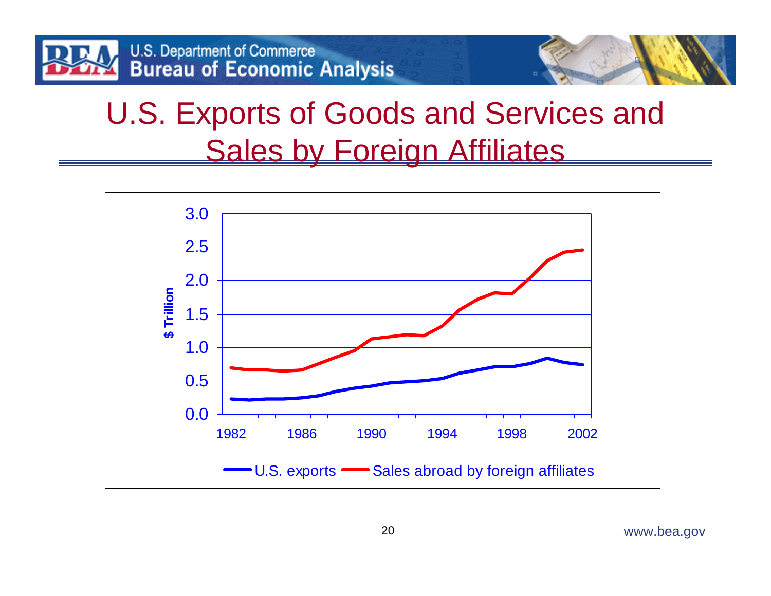# U.S. Exports of Goods and Services and Sales by Foreign Affiliates

$ Trillion

3.0
2.5
2.0
1.5
1.0
0.5
0.0

1982 1986 1990 1994 1998 2002

U.S. exports — Sales abroad by foreign affiliates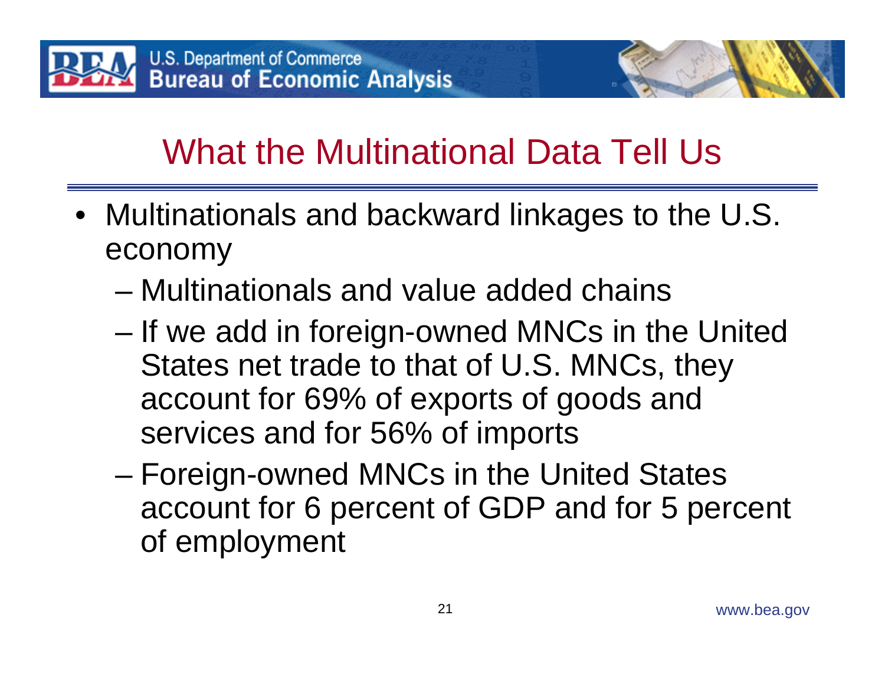# What the Multinational Data Tell Us

- Multinationals and backward linkages to the U.S. economy
  - Multinationals and value added chains
  - If we add in foreign-owned MNCs in the United States net trade to that of U.S. MNCs, they account for 69% of exports of goods and services and for 56% of imports
  - Foreign-owned MNCs in the United States account for 6 percent of GDP and for 5 percent of employment